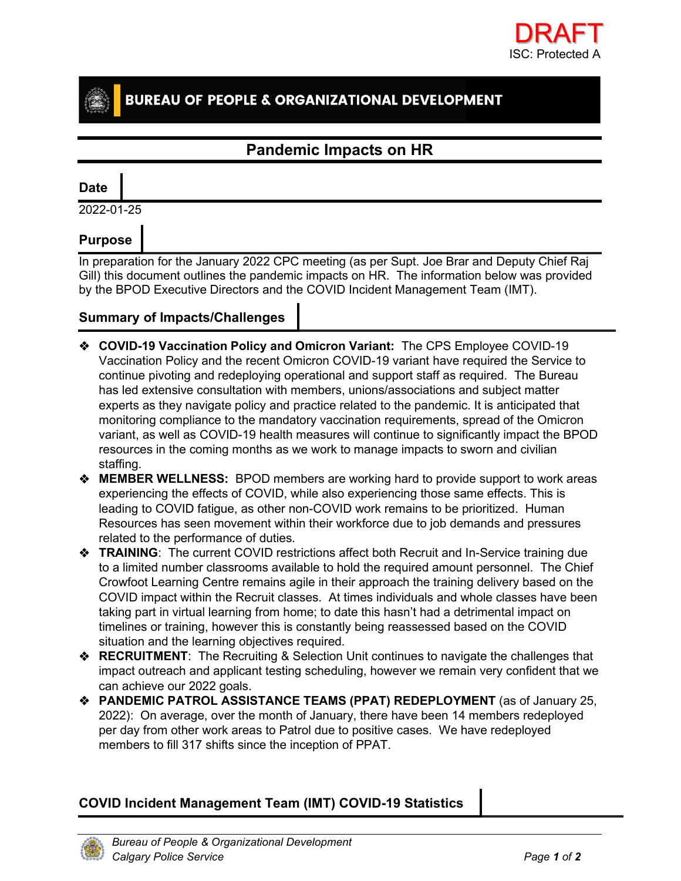DRAFT

ISC: Protected A

BUREAU OF PEOPLE & ORGANIZATIONAL DEVELOPMENT

# Pandemic Impacts on HR

## Date

2022-01-25

## Purpose

In preparation for the January 2022 CPC meeting (as per Supt. Joe Brar and Deputy Chief Raj Gill) this document outlines the pandemic impacts on HR. The information below was provided by the BPOD Executive Directors and the COVID Incident Management Team (IMT).

## Summary of Impacts/Challenges

- **COVID-19 Vaccination Policy and Omicron Variant:** The CPS Employee COVID-19 Vaccination Policy and the recent Omicron COVID-19 variant have required the Service to continue pivoting and redeploying operational and support staff as required. The Bureau has led extensive consultation with members, unions/associations and subject matter experts as they navigate policy and practice related to the pandemic. It is anticipated that monitoring compliance to the mandatory vaccination requirements, spread of the Omicron variant, as well as COVID-19 health measures will continue to significantly impact the BPOD resources in the coming months as we work to manage impacts to sworn and civilian staffing.
- **MEMBER WELLNESS:** BPOD members are working hard to provide support to work areas experiencing the effects of COVID, while also experiencing those same effects. This is leading to COVID fatigue, as other non-COVID work remains to be prioritized. Human Resources has seen movement within their workforce due to job demands and pressures related to the performance of duties.
- **TRAINING**: The current COVID restrictions affect both Recruit and In-Service training due to a limited number classrooms available to hold the required amount personnel. The Chief Crowfoot Learning Centre remains agile in their approach the training delivery based on the COVID impact within the Recruit classes. At times individuals and whole classes have been taking part in virtual learning from home; to date this hasn't had a detrimental impact on timelines or training, however this is constantly being reassessed based on the COVID situation and the learning objectives required.
- **RECRUITMENT**: The Recruiting & Selection Unit continues to navigate the challenges that impact outreach and applicant testing scheduling, however we remain very confident that we can achieve our 2022 goals.
- **PANDEMIC PATROL ASSISTANCE TEAMS (PPAT) REDEPLOYMENT** (as of January 25, 2022): On average, over the month of January, there have been 14 members redeployed per day from other work areas to Patrol due to positive cases. We have redeployed members to fill 317 shifts since the inception of PPAT.

## COVID Incident Management Team (IMT) COVID-19 Statistics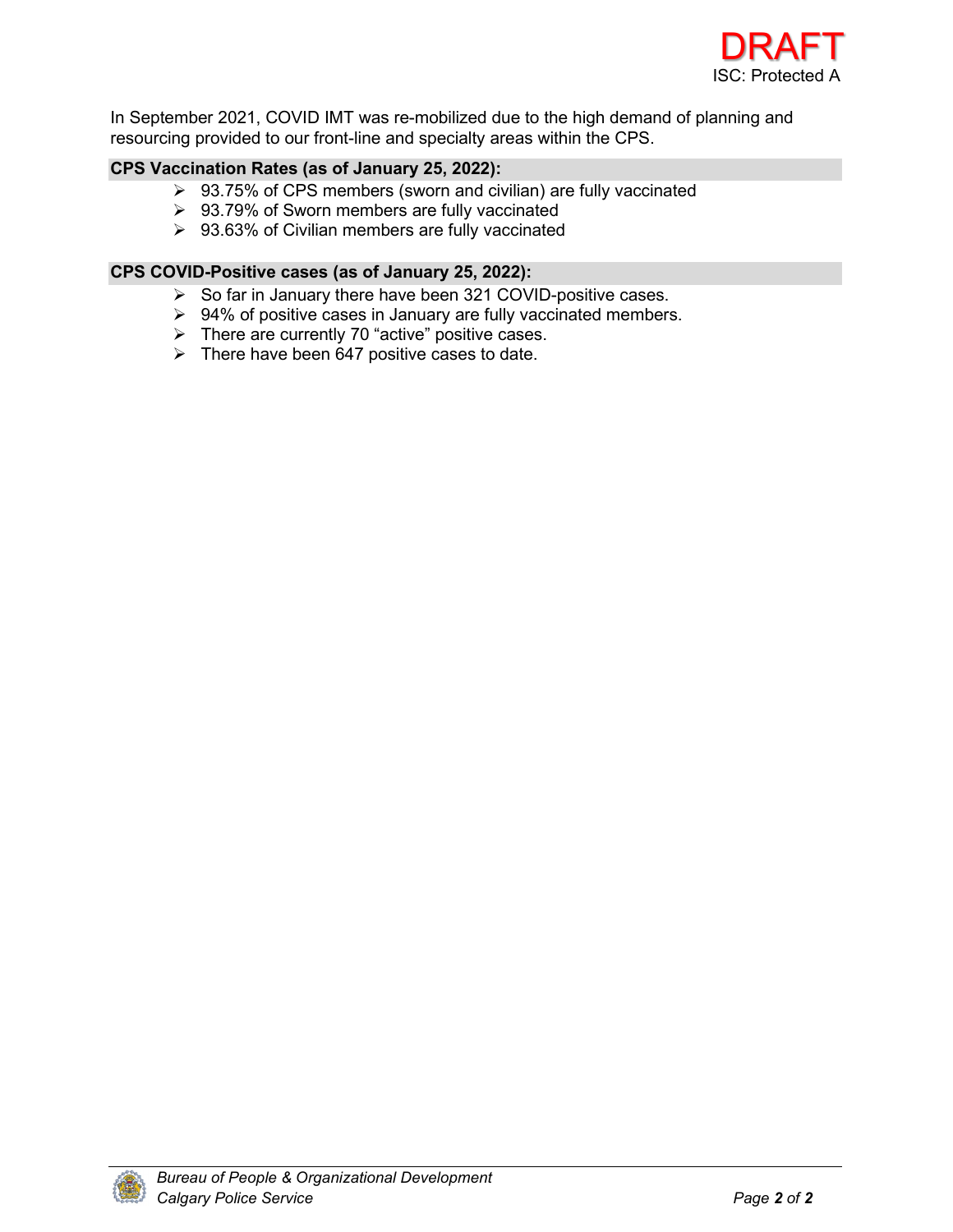DRAFT
ISC: Protected A

In September 2021, COVID IMT was re-mobilized due to the high demand of planning and resourcing provided to our front-line and specialty areas within the CPS.

**CPS Vaccination Rates (as of January 25, 2022):**

- 93.75% of CPS members (sworn and civilian) are fully vaccinated
- 93.79% of Sworn members are fully vaccinated
- 93.63% of Civilian members are fully vaccinated

**CPS COVID-Positive cases (as of January 25, 2022):**

- So far in January there have been 321 COVID-positive cases.
- 94% of positive cases in January are fully vaccinated members.
- There are currently 70 "active" positive cases.
- There have been 647 positive cases to date.